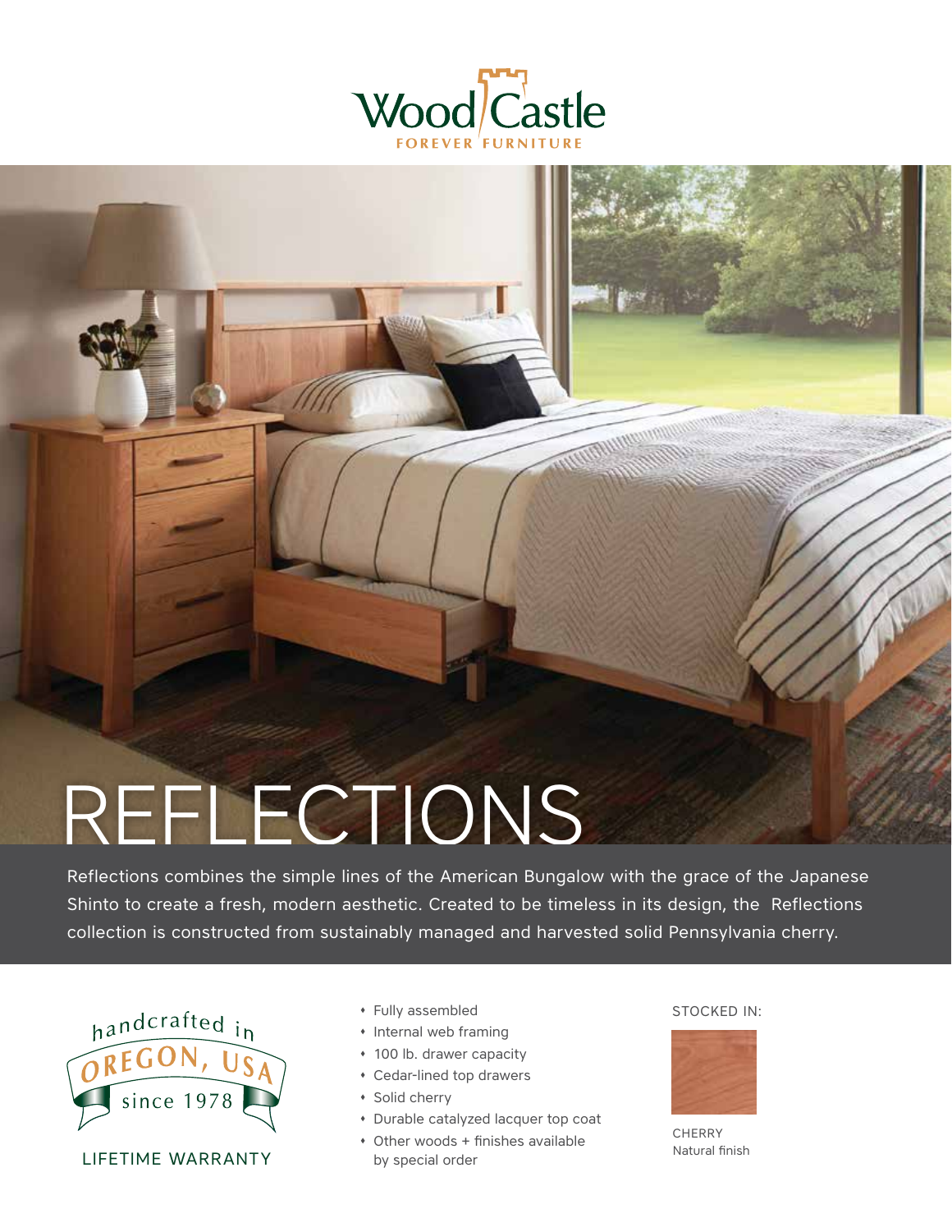Wood Castle
FOREVER FURNITURE

# REFLECTIONS

Reflections combines the simple lines of the American Bungalow with the grace of the Japanese Shinto to create a fresh, modern aesthetic. Created to be timeless in its design, the Reflections collection is constructed from sustainably managed and harvested solid Pennsylvania cherry.

handcrafted in OREGON, USA since 1978

LIFETIME WARRANTY

- Fully assembled
- Internal web framing
- 100 lb. drawer capacity
- Cedar-lined top drawers
- Solid cherry
- Durable catalyzed lacquer top coat
- Other woods + finishes available by special order

STOCKED IN:

CHERRY
Natural finish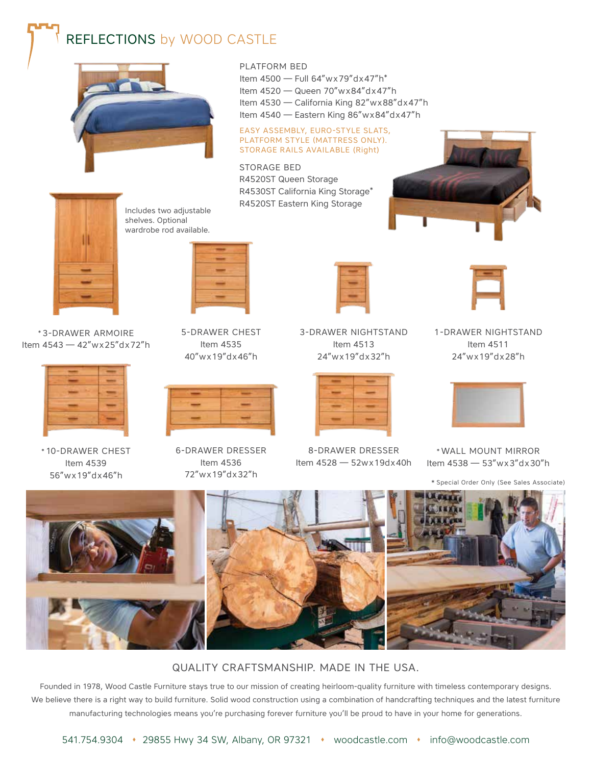# REFLECTIONS by WOOD CASTLE

PLATFORM BED
Item 4500 — Full 64"wx79"dx47"h*
Item 4520 — Queen 70"wx84"dx47"h
Item 4530 — California King 82"wx88"dx47"h
Item 4540 — Eastern King 86"wx84"dx47"h

EASY ASSEMBLY, EURO-STYLE SLATS, PLATFORM STYLE (MATTRESS ONLY). STORAGE RAILS AVAILABLE (Right)

STORAGE BED
R4520ST Queen Storage
R4530ST California King Storage*
R4520ST Eastern King Storage

Includes two adjustable shelves. Optional wardrobe rod available.

*3-DRAWER ARMOIRE
Item 4543 — 42"wx25"dx72"h

5-DRAWER CHEST
Item 4535
40"wx19"dx46"h

3-DRAWER NIGHTSTAND
Item 4513
24"wx19"dx32"h

1-DRAWER NIGHTSTAND
Item 4511
24"wx19"dx28"h

*10-DRAWER CHEST
Item 4539
56"wx19"dx46"h

6-DRAWER DRESSER
Item 4536
72"wx19"dx32"h

8-DRAWER DRESSER
Item 4528 — 52wx19dx40h

*WALL MOUNT MIRROR
Item 4538 — 53"wx3"dx30"h

* Special Order Only (See Sales Associate)

## QUALITY CRAFTSMANSHIP. MADE IN THE USA.

Founded in 1978, Wood Castle Furniture stays true to our mission of creating heirloom-quality furniture with timeless contemporary designs. We believe there is a right way to build furniture. Solid wood construction using a combination of handcrafting techniques and the latest furniture manufacturing technologies means you're purchasing forever furniture you'll be proud to have in your home for generations.

541.754.9304 • 29855 Hwy 34 SW, Albany, OR 97321 • woodcastle.com • info@woodcastle.com